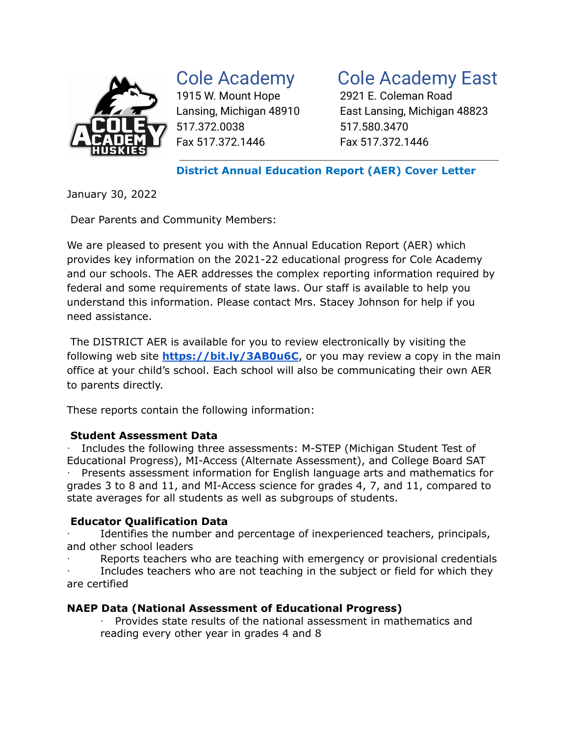# Cole Academy

1915 W. Mount Hope
Lansing, Michigan 48910
517.372.0038
Fax 517.372.1446

# Cole Academy East

2921 E. Coleman Road
East Lansing, Michigan 48823
517.580.3470
Fax 517.372.1446

## District Annual Education Report (AER) Cover Letter

January 30, 2022

Dear Parents and Community Members:

We are pleased to present you with the Annual Education Report (AER) which provides key information on the 2021-22 educational progress for Cole Academy and our schools. The AER addresses the complex reporting information required by federal and some requirements of state laws. Our staff is available to help you understand this information. Please contact Mrs. Stacey Johnson for help if you need assistance.

The DISTRICT AER is available for you to review electronically by visiting the following web site **https://bit.ly/3AB0u6C**, or you may review a copy in the main office at your child's school. Each school will also be communicating their own AER to parents directly.

These reports contain the following information:

**Student Assessment Data**

- Includes the following three assessments: M-STEP (Michigan Student Test of Educational Progress), MI-Access (Alternate Assessment), and College Board SAT
- Presents assessment information for English language arts and mathematics for grades 3 to 8 and 11, and MI-Access science for grades 4, 7, and 11, compared to state averages for all students as well as subgroups of students.

**Educator Qualification Data**

- Identifies the number and percentage of inexperienced teachers, principals, and other school leaders
- Reports teachers who are teaching with emergency or provisional credentials
- Includes teachers who are not teaching in the subject or field for which they are certified

**NAEP Data (National Assessment of Educational Progress)**

- Provides state results of the national assessment in mathematics and reading every other year in grades 4 and 8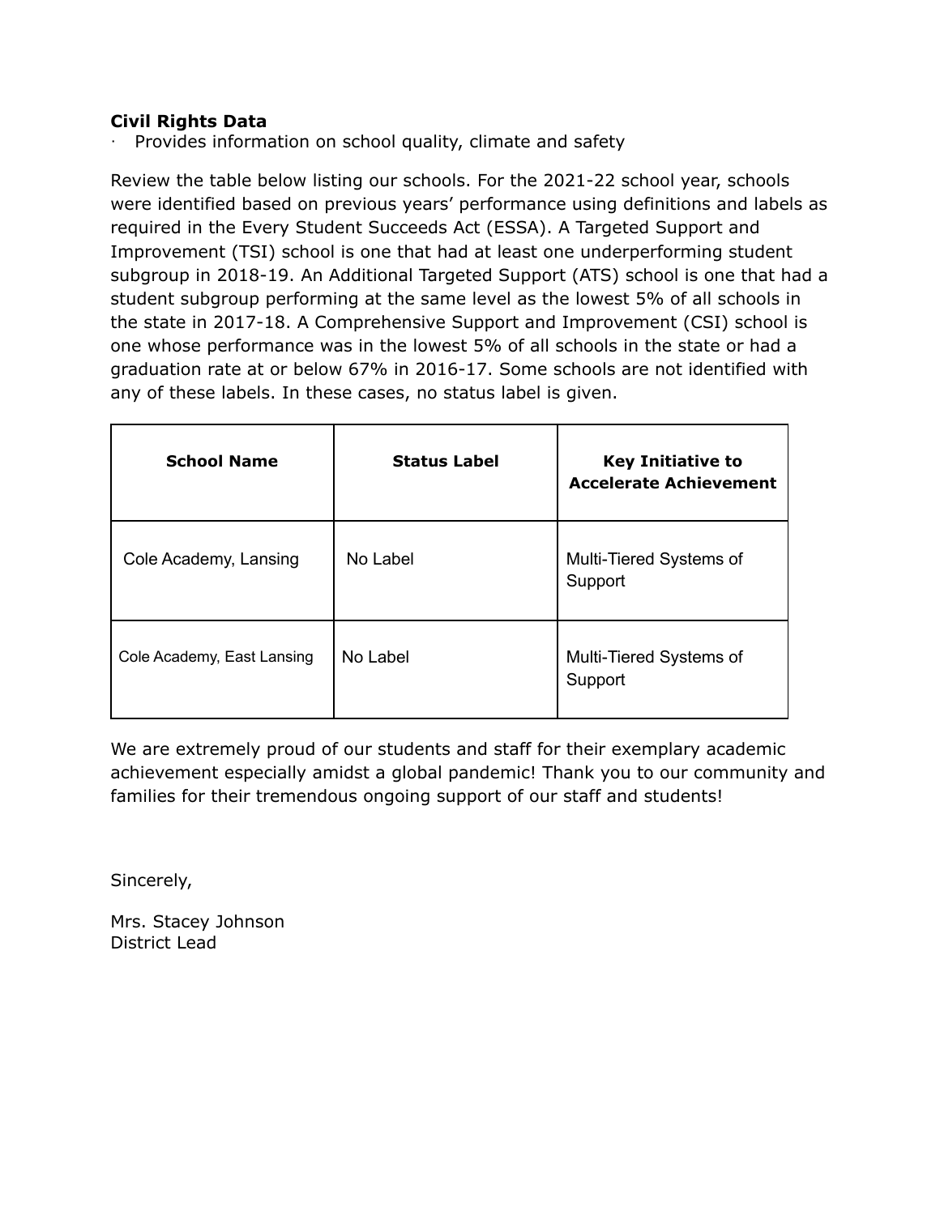**Civil Rights Data**

- Provides information on school quality, climate and safety

Review the table below listing our schools. For the 2021-22 school year, schools were identified based on previous years' performance using definitions and labels as required in the Every Student Succeeds Act (ESSA). A Targeted Support and Improvement (TSI) school is one that had at least one underperforming student subgroup in 2018-19. An Additional Targeted Support (ATS) school is one that had a student subgroup performing at the same level as the lowest 5% of all schools in the state in 2017-18. A Comprehensive Support and Improvement (CSI) school is one whose performance was in the lowest 5% of all schools in the state or had a graduation rate at or below 67% in 2016-17. Some schools are not identified with any of these labels. In these cases, no status label is given.

| School Name | Status Label | Key Initiative to Accelerate Achievement |
|---|---|---|
| Cole Academy, Lansing | No Label | Multi-Tiered Systems of Support |
| Cole Academy, East Lansing | No Label | Multi-Tiered Systems of Support |

We are extremely proud of our students and staff for their exemplary academic achievement especially amidst a global pandemic! Thank you to our community and families for their tremendous ongoing support of our staff and students!

Sincerely,

Mrs. Stacey Johnson
District Lead